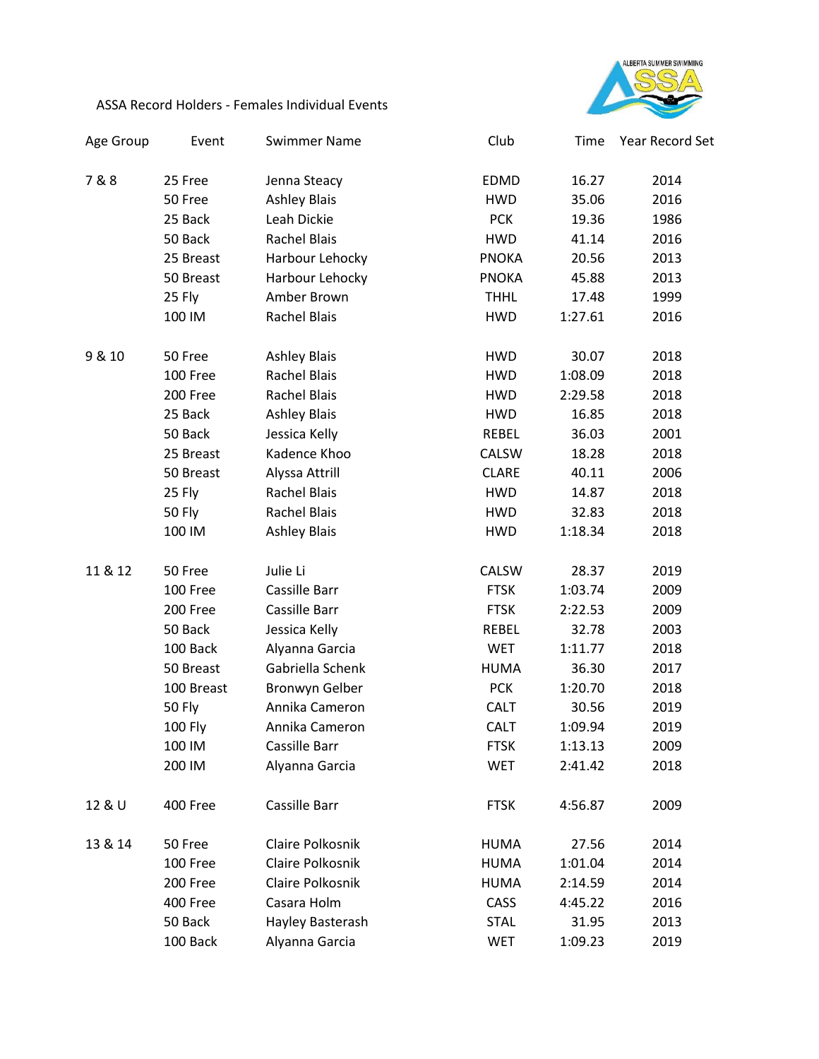# ASSA Record Holders - Females Individual Events

| Age Group | Event | Swimmer Name | Club | Time | Year Record Set |
|---|---|---|---|---|---|
| 7 & 8 | 25 Free | Jenna Steacy | EDMD | 16.27 | 2014 |
| | 50 Free | Ashley Blais | HWD | 35.06 | 2016 |
| | 25 Back | Leah Dickie | PCK | 19.36 | 1986 |
| | 50 Back | Rachel Blais | HWD | 41.14 | 2016 |
| | 25 Breast | Harbour Lehocky | PNOKA | 20.56 | 2013 |
| | 50 Breast | Harbour Lehocky | PNOKA | 45.88 | 2013 |
| | 25 Fly | Amber Brown | THHL | 17.48 | 1999 |
| | 100 IM | Rachel Blais | HWD | 1:27.61 | 2016 |
| 9 & 10 | 50 Free | Ashley Blais | HWD | 30.07 | 2018 |
| | 100 Free | Rachel Blais | HWD | 1:08.09 | 2018 |
| | 200 Free | Rachel Blais | HWD | 2:29.58 | 2018 |
| | 25 Back | Ashley Blais | HWD | 16.85 | 2018 |
| | 50 Back | Jessica Kelly | REBEL | 36.03 | 2001 |
| | 25 Breast | Kadence Khoo | CALSW | 18.28 | 2018 |
| | 50 Breast | Alyssa Attrill | CLARE | 40.11 | 2006 |
| | 25 Fly | Rachel Blais | HWD | 14.87 | 2018 |
| | 50 Fly | Rachel Blais | HWD | 32.83 | 2018 |
| | 100 IM | Ashley Blais | HWD | 1:18.34 | 2018 |
| 11 & 12 | 50 Free | Julie Li | CALSW | 28.37 | 2019 |
| | 100 Free | Cassille Barr | FTSK | 1:03.74 | 2009 |
| | 200 Free | Cassille Barr | FTSK | 2:22.53 | 2009 |
| | 50 Back | Jessica Kelly | REBEL | 32.78 | 2003 |
| | 100 Back | Alyanna Garcia | WET | 1:11.77 | 2018 |
| | 50 Breast | Gabriella Schenk | HUMA | 36.30 | 2017 |
| | 100 Breast | Bronwyn Gelber | PCK | 1:20.70 | 2018 |
| | 50 Fly | Annika Cameron | CALT | 30.56 | 2019 |
| | 100 Fly | Annika Cameron | CALT | 1:09.94 | 2019 |
| | 100 IM | Cassille Barr | FTSK | 1:13.13 | 2009 |
| | 200 IM | Alyanna Garcia | WET | 2:41.42 | 2018 |
| 12 & U | 400 Free | Cassille Barr | FTSK | 4:56.87 | 2009 |
| 13 & 14 | 50 Free | Claire Polkosnik | HUMA | 27.56 | 2014 |
| | 100 Free | Claire Polkosnik | HUMA | 1:01.04 | 2014 |
| | 200 Free | Claire Polkosnik | HUMA | 2:14.59 | 2014 |
| | 400 Free | Casara Holm | CASS | 4:45.22 | 2016 |
| | 50 Back | Hayley Basterash | STAL | 31.95 | 2013 |
| | 100 Back | Alyanna Garcia | WET | 1:09.23 | 2019 |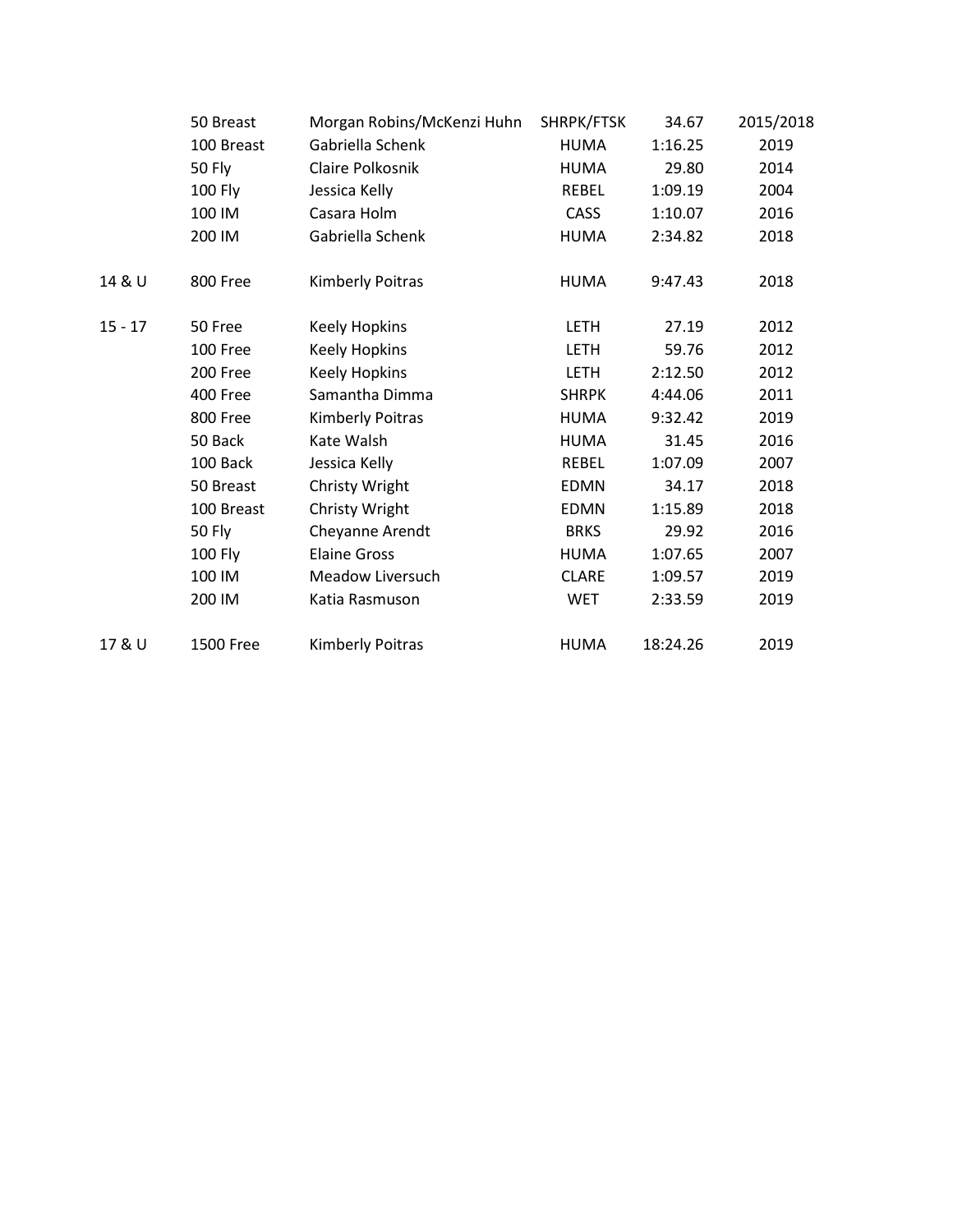| | | | | | |
|---|---|---|---|---|---|
| | 50 Breast | Morgan Robins/McKenzi Huhn | SHRPK/FTSK | 34.67 | 2015/2018 |
| | 100 Breast | Gabriella Schenk | HUMA | 1:16.25 | 2019 |
| | 50 Fly | Claire Polkosnik | HUMA | 29.80 | 2014 |
| | 100 Fly | Jessica Kelly | REBEL | 1:09.19 | 2004 |
| | 100 IM | Casara Holm | CASS | 1:10.07 | 2016 |
| | 200 IM | Gabriella Schenk | HUMA | 2:34.82 | 2018 |
| | | | | | |
| 14 & U | 800 Free | Kimberly Poitras | HUMA | 9:47.43 | 2018 |
| | | | | | |
| 15 - 17 | 50 Free | Keely Hopkins | LETH | 27.19 | 2012 |
| | 100 Free | Keely Hopkins | LETH | 59.76 | 2012 |
| | 200 Free | Keely Hopkins | LETH | 2:12.50 | 2012 |
| | 400 Free | Samantha Dimma | SHRPK | 4:44.06 | 2011 |
| | 800 Free | Kimberly Poitras | HUMA | 9:32.42 | 2019 |
| | 50 Back | Kate Walsh | HUMA | 31.45 | 2016 |
| | 100 Back | Jessica Kelly | REBEL | 1:07.09 | 2007 |
| | 50 Breast | Christy Wright | EDMN | 34.17 | 2018 |
| | 100 Breast | Christy Wright | EDMN | 1:15.89 | 2018 |
| | 50 Fly | Cheyanne Arendt | BRKS | 29.92 | 2016 |
| | 100 Fly | Elaine Gross | HUMA | 1:07.65 | 2007 |
| | 100 IM | Meadow Liversuch | CLARE | 1:09.57 | 2019 |
| | 200 IM | Katia Rasmuson | WET | 2:33.59 | 2019 |
| | | | | | |
| 17 & U | 1500 Free | Kimberly Poitras | HUMA | 18:24.26 | 2019 |